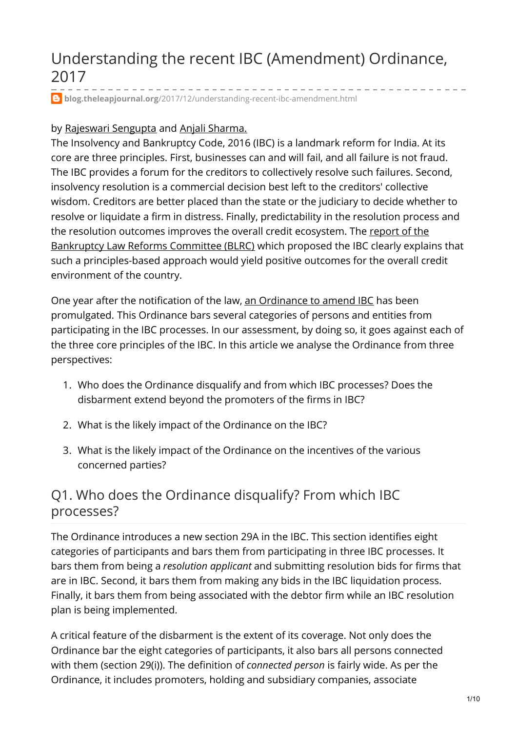# Understanding the recent IBC (Amendment) Ordinance, 2017

blog.theleapjournal.org/2017/12/understanding-recent-ibc-amendment.html

by Rajeswari Sengupta and Anjali Sharma.

The Insolvency and Bankruptcy Code, 2016 (IBC) is a landmark reform for India. At its core are three principles. First, businesses can and will fail, and all failure is not fraud. The IBC provides a forum for the creditors to collectively resolve such failures. Second, insolvency resolution is a commercial decision best left to the creditors' collective wisdom. Creditors are better placed than the state or the judiciary to decide whether to resolve or liquidate a firm in distress. Finally, predictability in the resolution process and the resolution outcomes improves the overall credit ecosystem. The report of the Bankruptcy Law Reforms Committee (BLRC) which proposed the IBC clearly explains that such a principles-based approach would yield positive outcomes for the overall credit environment of the country.

One year after the notification of the law, an Ordinance to amend IBC has been promulgated. This Ordinance bars several categories of persons and entities from participating in the IBC processes. In our assessment, by doing so, it goes against each of the three core principles of the IBC. In this article we analyse the Ordinance from three perspectives:

1. Who does the Ordinance disqualify and from which IBC processes? Does the disbarment extend beyond the promoters of the firms in IBC?
2. What is the likely impact of the Ordinance on the IBC?
3. What is the likely impact of the Ordinance on the incentives of the various concerned parties?

## Q1. Who does the Ordinance disqualify? From which IBC processes?

The Ordinance introduces a new section 29A in the IBC. This section identifies eight categories of participants and bars them from participating in three IBC processes. It bars them from being a *resolution applicant* and submitting resolution bids for firms that are in IBC. Second, it bars them from making any bids in the IBC liquidation process. Finally, it bars them from being associated with the debtor firm while an IBC resolution plan is being implemented.

A critical feature of the disbarment is the extent of its coverage. Not only does the Ordinance bar the eight categories of participants, it also bars all persons connected with them (section 29(i)). The definition of *connected person* is fairly wide. As per the Ordinance, it includes promoters, holding and subsidiary companies, associate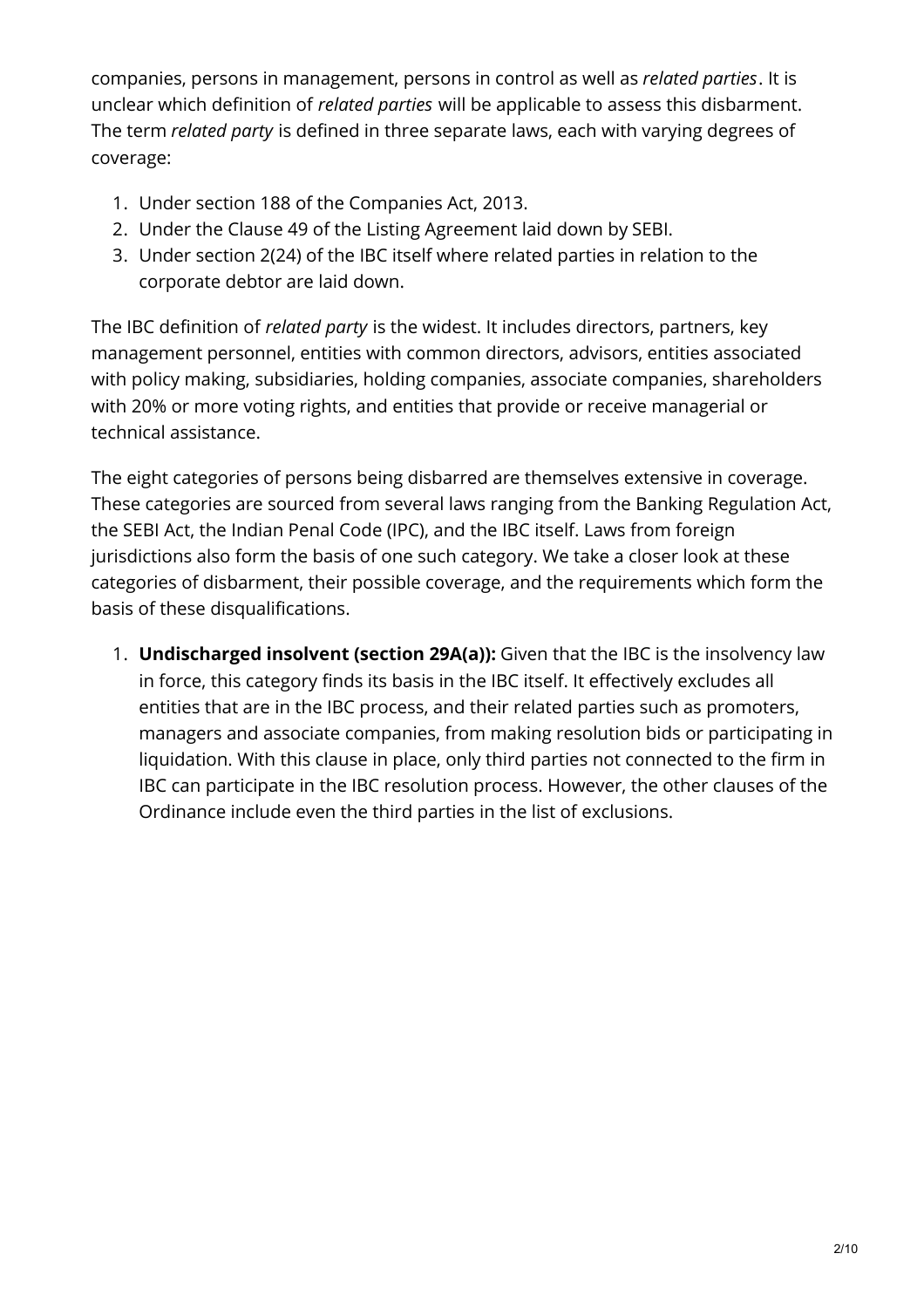companies, persons in management, persons in control as well as *related parties*. It is unclear which definition of *related parties* will be applicable to assess this disbarment. The term *related party* is defined in three separate laws, each with varying degrees of coverage:

1. Under section 188 of the Companies Act, 2013.
2. Under the Clause 49 of the Listing Agreement laid down by SEBI.
3. Under section 2(24) of the IBC itself where related parties in relation to the corporate debtor are laid down.

The IBC definition of *related party* is the widest. It includes directors, partners, key management personnel, entities with common directors, advisors, entities associated with policy making, subsidiaries, holding companies, associate companies, shareholders with 20% or more voting rights, and entities that provide or receive managerial or technical assistance.

The eight categories of persons being disbarred are themselves extensive in coverage. These categories are sourced from several laws ranging from the Banking Regulation Act, the SEBI Act, the Indian Penal Code (IPC), and the IBC itself. Laws from foreign jurisdictions also form the basis of one such category. We take a closer look at these categories of disbarment, their possible coverage, and the requirements which form the basis of these disqualifications.

1. **Undischarged insolvent (section 29A(a)):** Given that the IBC is the insolvency law in force, this category finds its basis in the IBC itself. It effectively excludes all entities that are in the IBC process, and their related parties such as promoters, managers and associate companies, from making resolution bids or participating in liquidation. With this clause in place, only third parties not connected to the firm in IBC can participate in the IBC resolution process. However, the other clauses of the Ordinance include even the third parties in the list of exclusions.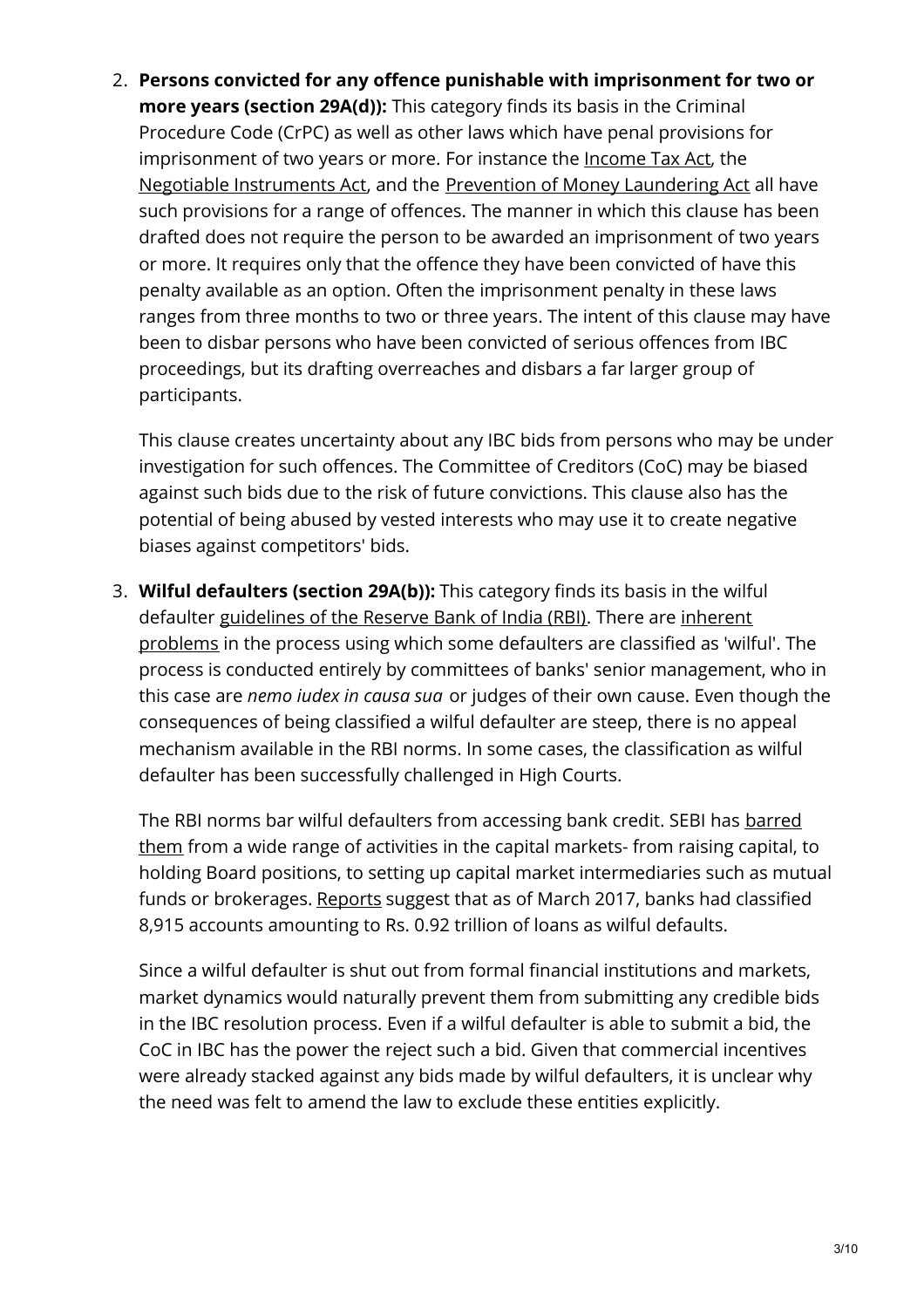2. **Persons convicted for any offence punishable with imprisonment for two or more years (section 29A(d)):** This category finds its basis in the Criminal Procedure Code (CrPC) as well as other laws which have penal provisions for imprisonment of two years or more. For instance the Income Tax Act, the Negotiable Instruments Act, and the Prevention of Money Laundering Act all have such provisions for a range of offences. The manner in which this clause has been drafted does not require the person to be awarded an imprisonment of two years or more. It requires only that the offence they have been convicted of have this penalty available as an option. Often the imprisonment penalty in these laws ranges from three months to two or three years. The intent of this clause may have been to disbar persons who have been convicted of serious offences from IBC proceedings, but its drafting overreaches and disbars a far larger group of participants.

   This clause creates uncertainty about any IBC bids from persons who may be under investigation for such offences. The Committee of Creditors (CoC) may be biased against such bids due to the risk of future convictions. This clause also has the potential of being abused by vested interests who may use it to create negative biases against competitors' bids.

3. **Wilful defaulters (section 29A(b)):** This category finds its basis in the wilful defaulter guidelines of the Reserve Bank of India (RBI). There are inherent problems in the process using which some defaulters are classified as 'wilful'. The process is conducted entirely by committees of banks' senior management, who in this case are *nemo iudex in causa sua* or judges of their own cause. Even though the consequences of being classified a wilful defaulter are steep, there is no appeal mechanism available in the RBI norms. In some cases, the classification as wilful defaulter has been successfully challenged in High Courts.

   The RBI norms bar wilful defaulters from accessing bank credit. SEBI has barred them from a wide range of activities in the capital markets- from raising capital, to holding Board positions, to setting up capital market intermediaries such as mutual funds or brokerages. Reports suggest that as of March 2017, banks had classified 8,915 accounts amounting to Rs. 0.92 trillion of loans as wilful defaults.

   Since a wilful defaulter is shut out from formal financial institutions and markets, market dynamics would naturally prevent them from submitting any credible bids in the IBC resolution process. Even if a wilful defaulter is able to submit a bid, the CoC in IBC has the power the reject such a bid. Given that commercial incentives were already stacked against any bids made by wilful defaulters, it is unclear why the need was felt to amend the law to exclude these entities explicitly.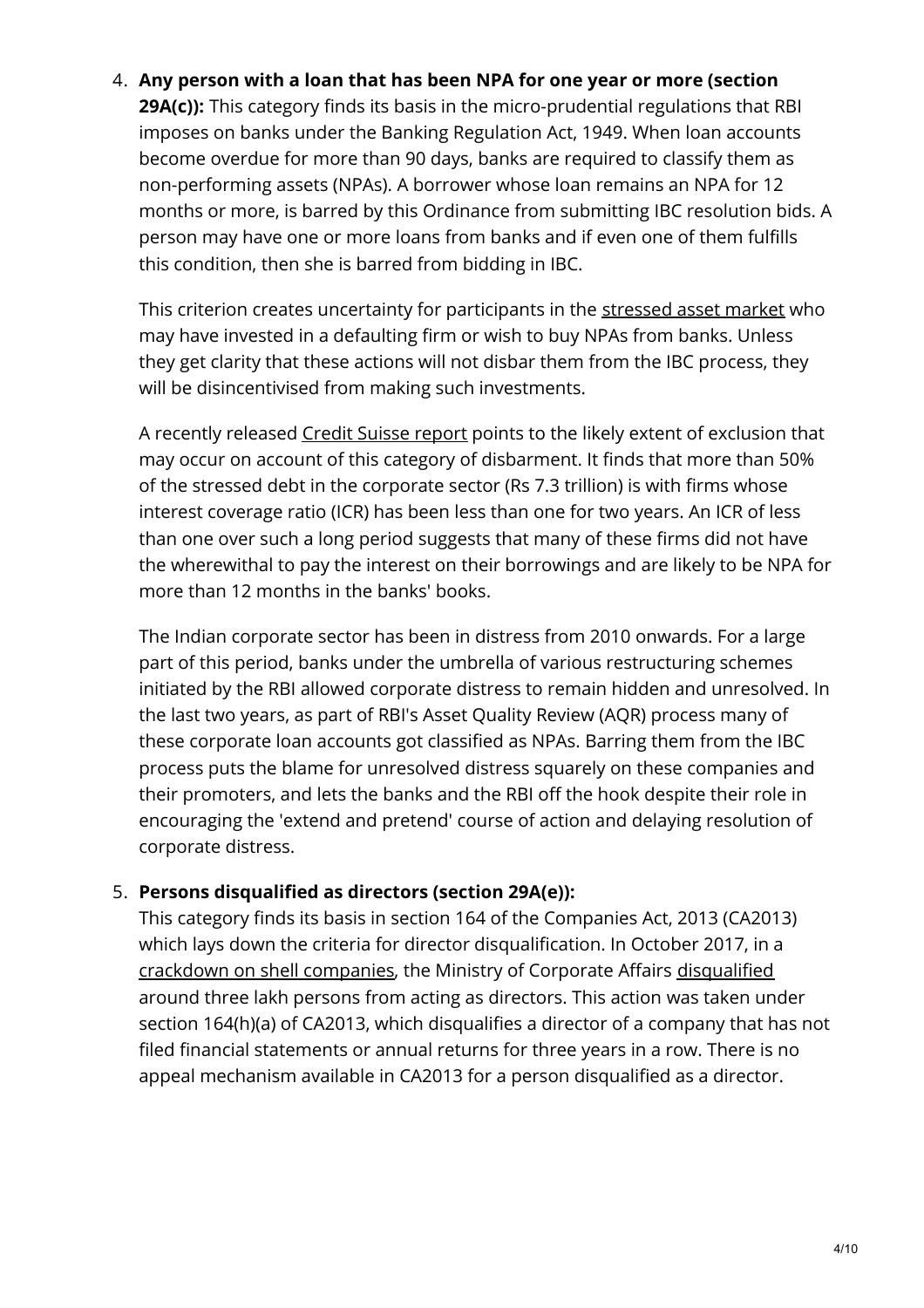4. **Any person with a loan that has been NPA for one year or more (section 29A(c)):** This category finds its basis in the micro-prudential regulations that RBI imposes on banks under the Banking Regulation Act, 1949. When loan accounts become overdue for more than 90 days, banks are required to classify them as non-performing assets (NPAs). A borrower whose loan remains an NPA for 12 months or more, is barred by this Ordinance from submitting IBC resolution bids. A person may have one or more loans from banks and if even one of them fulfills this condition, then she is barred from bidding in IBC.

   This criterion creates uncertainty for participants in the stressed asset market who may have invested in a defaulting firm or wish to buy NPAs from banks. Unless they get clarity that these actions will not disbar them from the IBC process, they will be disincentivised from making such investments.

   A recently released Credit Suisse report points to the likely extent of exclusion that may occur on account of this category of disbarment. It finds that more than 50% of the stressed debt in the corporate sector (Rs 7.3 trillion) is with firms whose interest coverage ratio (ICR) has been less than one for two years. An ICR of less than one over such a long period suggests that many of these firms did not have the wherewithal to pay the interest on their borrowings and are likely to be NPA for more than 12 months in the banks' books.

   The Indian corporate sector has been in distress from 2010 onwards. For a large part of this period, banks under the umbrella of various restructuring schemes initiated by the RBI allowed corporate distress to remain hidden and unresolved. In the last two years, as part of RBI's Asset Quality Review (AQR) process many of these corporate loan accounts got classified as NPAs. Barring them from the IBC process puts the blame for unresolved distress squarely on these companies and their promoters, and lets the banks and the RBI off the hook despite their role in encouraging the 'extend and pretend' course of action and delaying resolution of corporate distress.

5. **Persons disqualified as directors (section 29A(e)):**
   This category finds its basis in section 164 of the Companies Act, 2013 (CA2013) which lays down the criteria for director disqualification. In October 2017, in a crackdown on shell companies, the Ministry of Corporate Affairs disqualified around three lakh persons from acting as directors. This action was taken under section 164(h)(a) of CA2013, which disqualifies a director of a company that has not filed financial statements or annual returns for three years in a row. There is no appeal mechanism available in CA2013 for a person disqualified as a director.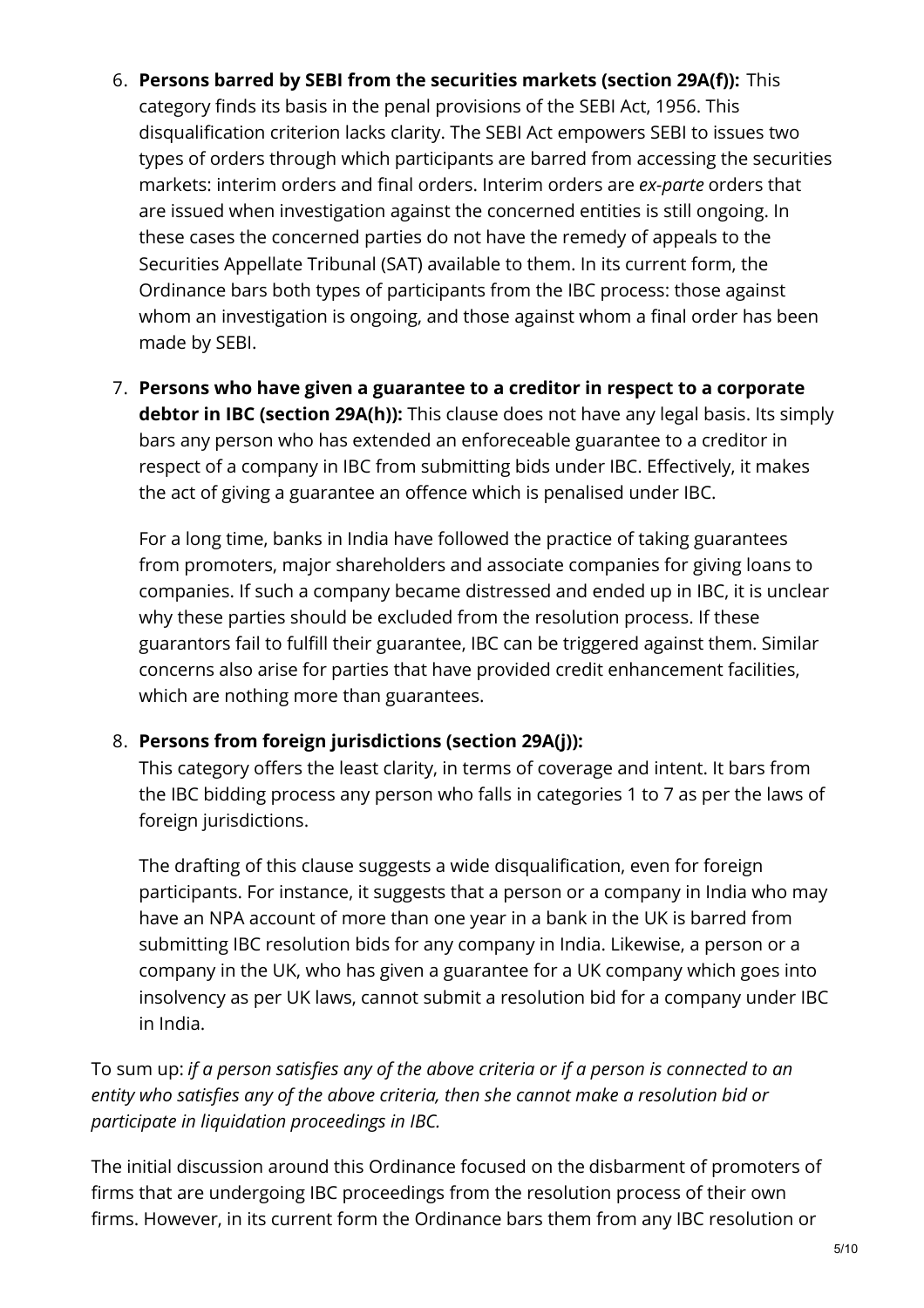6. **Persons barred by SEBI from the securities markets (section 29A(f)):** This category finds its basis in the penal provisions of the SEBI Act, 1956. This disqualification criterion lacks clarity. The SEBI Act empowers SEBI to issues two types of orders through which participants are barred from accessing the securities markets: interim orders and final orders. Interim orders are *ex-parte* orders that are issued when investigation against the concerned entities is still ongoing. In these cases the concerned parties do not have the remedy of appeals to the Securities Appellate Tribunal (SAT) available to them. In its current form, the Ordinance bars both types of participants from the IBC process: those against whom an investigation is ongoing, and those against whom a final order has been made by SEBI.

7. **Persons who have given a guarantee to a creditor in respect to a corporate debtor in IBC (section 29A(h)):** This clause does not have any legal basis. Its simply bars any person who has extended an enforeceable guarantee to a creditor in respect of a company in IBC from submitting bids under IBC. Effectively, it makes the act of giving a guarantee an offence which is penalised under IBC.

   For a long time, banks in India have followed the practice of taking guarantees from promoters, major shareholders and associate companies for giving loans to companies. If such a company became distressed and ended up in IBC, it is unclear why these parties should be excluded from the resolution process. If these guarantors fail to fulfill their guarantee, IBC can be triggered against them. Similar concerns also arise for parties that have provided credit enhancement facilities, which are nothing more than guarantees.

8. **Persons from foreign jurisdictions (section 29A(j)):**
   This category offers the least clarity, in terms of coverage and intent. It bars from the IBC bidding process any person who falls in categories 1 to 7 as per the laws of foreign jurisdictions.

   The drafting of this clause suggests a wide disqualification, even for foreign participants. For instance, it suggests that a person or a company in India who may have an NPA account of more than one year in a bank in the UK is barred from submitting IBC resolution bids for any company in India. Likewise, a person or a company in the UK, who has given a guarantee for a UK company which goes into insolvency as per UK laws, cannot submit a resolution bid for a company under IBC in India.

To sum up: *if a person satisfies any of the above criteria or if a person is connected to an entity who satisfies any of the above criteria, then she cannot make a resolution bid or participate in liquidation proceedings in IBC.*

The initial discussion around this Ordinance focused on the disbarment of promoters of firms that are undergoing IBC proceedings from the resolution process of their own firms. However, in its current form the Ordinance bars them from any IBC resolution or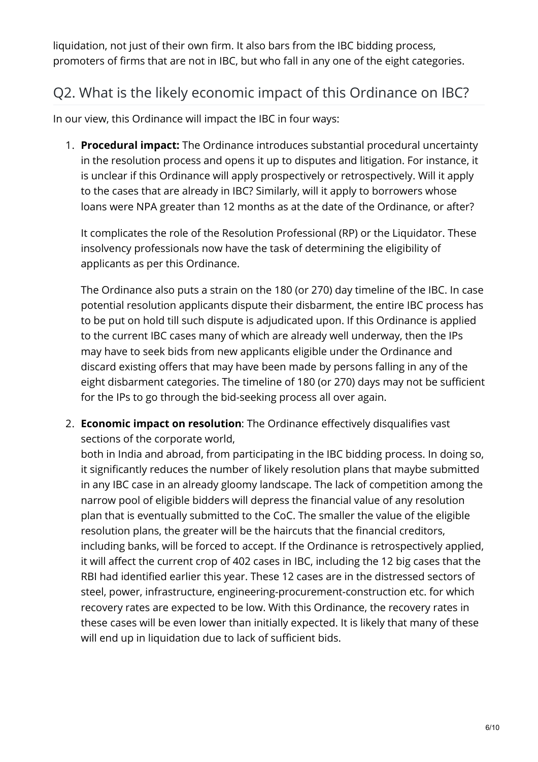liquidation, not just of their own firm. It also bars from the IBC bidding process, promoters of firms that are not in IBC, but who fall in any one of the eight categories.

## Q2. What is the likely economic impact of this Ordinance on IBC?

In our view, this Ordinance will impact the IBC in four ways:

1. **Procedural impact:** The Ordinance introduces substantial procedural uncertainty in the resolution process and opens it up to disputes and litigation. For instance, it is unclear if this Ordinance will apply prospectively or retrospectively. Will it apply to the cases that are already in IBC? Similarly, will it apply to borrowers whose loans were NPA greater than 12 months as at the date of the Ordinance, or after?

   It complicates the role of the Resolution Professional (RP) or the Liquidator. These insolvency professionals now have the task of determining the eligibility of applicants as per this Ordinance.

   The Ordinance also puts a strain on the 180 (or 270) day timeline of the IBC. In case potential resolution applicants dispute their disbarment, the entire IBC process has to be put on hold till such dispute is adjudicated upon. If this Ordinance is applied to the current IBC cases many of which are already well underway, then the IPs may have to seek bids from new applicants eligible under the Ordinance and discard existing offers that may have been made by persons falling in any of the eight disbarment categories. The timeline of 180 (or 270) days may not be sufficient for the IPs to go through the bid-seeking process all over again.

2. **Economic impact on resolution**: The Ordinance effectively disqualifies vast sections of the corporate world, both in India and abroad, from participating in the IBC bidding process. In doing so, it significantly reduces the number of likely resolution plans that maybe submitted in any IBC case in an already gloomy landscape. The lack of competition among the narrow pool of eligible bidders will depress the financial value of any resolution plan that is eventually submitted to the CoC. The smaller the value of the eligible resolution plans, the greater will be the haircuts that the financial creditors, including banks, will be forced to accept. If the Ordinance is retrospectively applied, it will affect the current crop of 402 cases in IBC, including the 12 big cases that the RBI had identified earlier this year. These 12 cases are in the distressed sectors of steel, power, infrastructure, engineering-procurement-construction etc. for which recovery rates are expected to be low. With this Ordinance, the recovery rates in these cases will be even lower than initially expected. It is likely that many of these will end up in liquidation due to lack of sufficient bids.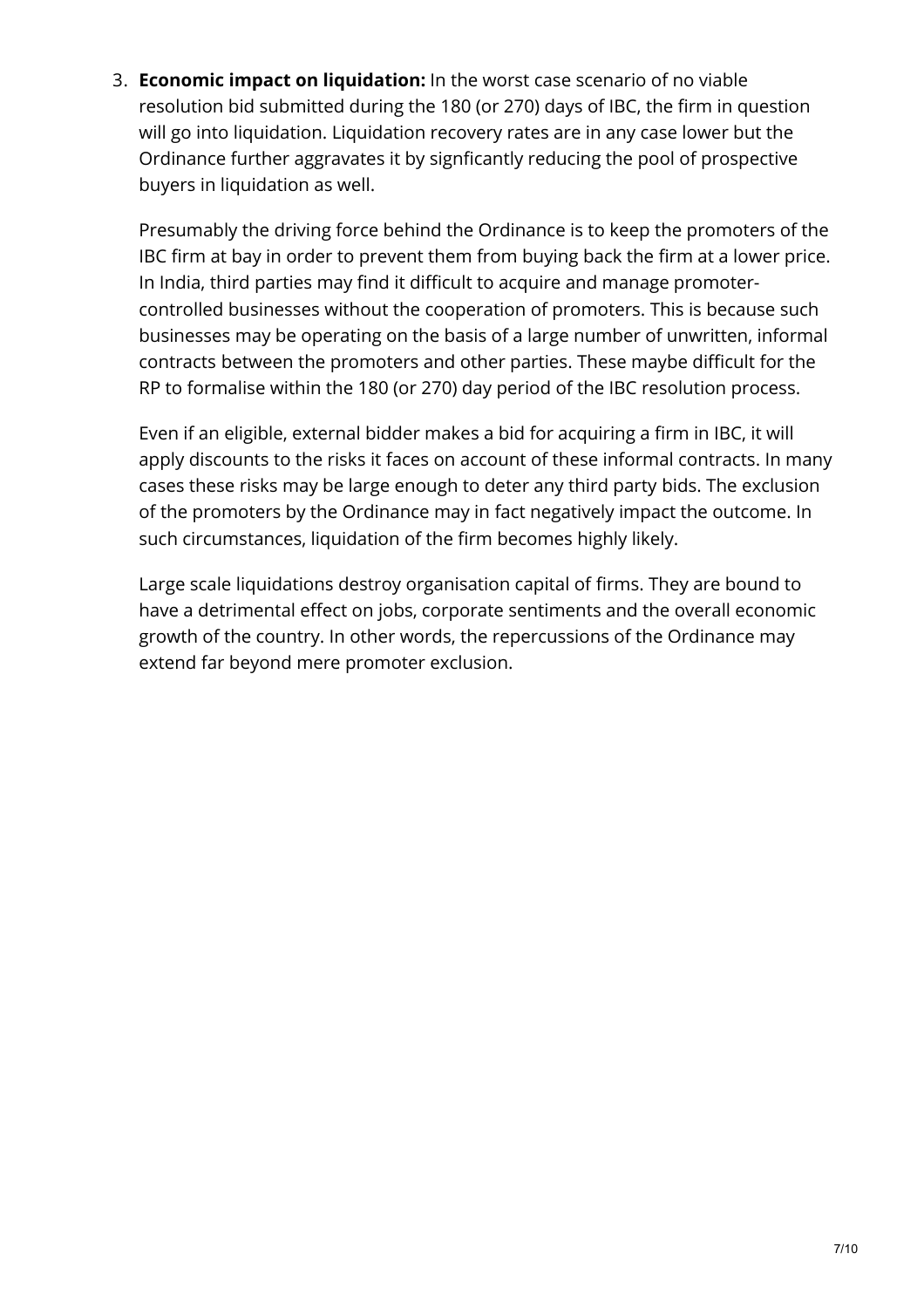3. **Economic impact on liquidation:** In the worst case scenario of no viable resolution bid submitted during the 180 (or 270) days of IBC, the firm in question will go into liquidation. Liquidation recovery rates are in any case lower but the Ordinance further aggravates it by signficantly reducing the pool of prospective buyers in liquidation as well.

   Presumably the driving force behind the Ordinance is to keep the promoters of the IBC firm at bay in order to prevent them from buying back the firm at a lower price. In India, third parties may find it difficult to acquire and manage promoter-controlled businesses without the cooperation of promoters. This is because such businesses may be operating on the basis of a large number of unwritten, informal contracts between the promoters and other parties. These maybe difficult for the RP to formalise within the 180 (or 270) day period of the IBC resolution process.

   Even if an eligible, external bidder makes a bid for acquiring a firm in IBC, it will apply discounts to the risks it faces on account of these informal contracts. In many cases these risks may be large enough to deter any third party bids. The exclusion of the promoters by the Ordinance may in fact negatively impact the outcome. In such circumstances, liquidation of the firm becomes highly likely.

   Large scale liquidations destroy organisation capital of firms. They are bound to have a detrimental effect on jobs, corporate sentiments and the overall economic growth of the country. In other words, the repercussions of the Ordinance may extend far beyond mere promoter exclusion.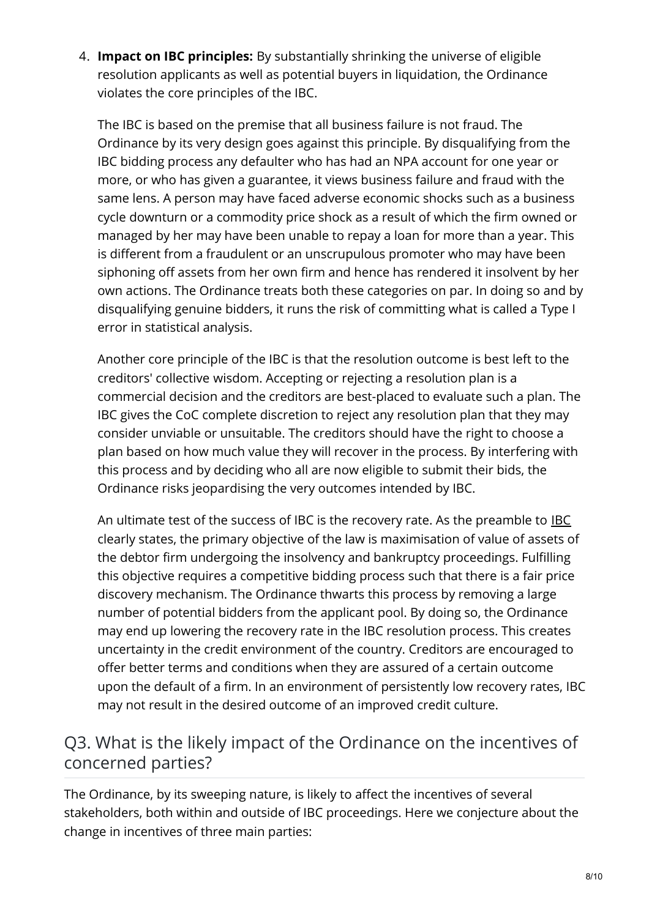4. **Impact on IBC principles:** By substantially shrinking the universe of eligible resolution applicants as well as potential buyers in liquidation, the Ordinance violates the core principles of the IBC.

   The IBC is based on the premise that all business failure is not fraud. The Ordinance by its very design goes against this principle. By disqualifying from the IBC bidding process any defaulter who has had an NPA account for one year or more, or who has given a guarantee, it views business failure and fraud with the same lens. A person may have faced adverse economic shocks such as a business cycle downturn or a commodity price shock as a result of which the firm owned or managed by her may have been unable to repay a loan for more than a year. This is different from a fraudulent or an unscrupulous promoter who may have been siphoning off assets from her own firm and hence has rendered it insolvent by her own actions. The Ordinance treats both these categories on par. In doing so and by disqualifying genuine bidders, it runs the risk of committing what is called a Type I error in statistical analysis.

   Another core principle of the IBC is that the resolution outcome is best left to the creditors' collective wisdom. Accepting or rejecting a resolution plan is a commercial decision and the creditors are best-placed to evaluate such a plan. The IBC gives the CoC complete discretion to reject any resolution plan that they may consider unviable or unsuitable. The creditors should have the right to choose a plan based on how much value they will recover in the process. By interfering with this process and by deciding who all are now eligible to submit their bids, the Ordinance risks jeopardising the very outcomes intended by IBC.

   An ultimate test of the success of IBC is the recovery rate. As the preamble to IBC clearly states, the primary objective of the law is maximisation of value of assets of the debtor firm undergoing the insolvency and bankruptcy proceedings. Fulfilling this objective requires a competitive bidding process such that there is a fair price discovery mechanism. The Ordinance thwarts this process by removing a large number of potential bidders from the applicant pool. By doing so, the Ordinance may end up lowering the recovery rate in the IBC resolution process. This creates uncertainty in the credit environment of the country. Creditors are encouraged to offer better terms and conditions when they are assured of a certain outcome upon the default of a firm. In an environment of persistently low recovery rates, IBC may not result in the desired outcome of an improved credit culture.

## Q3. What is the likely impact of the Ordinance on the incentives of concerned parties?

The Ordinance, by its sweeping nature, is likely to affect the incentives of several stakeholders, both within and outside of IBC proceedings. Here we conjecture about the change in incentives of three main parties: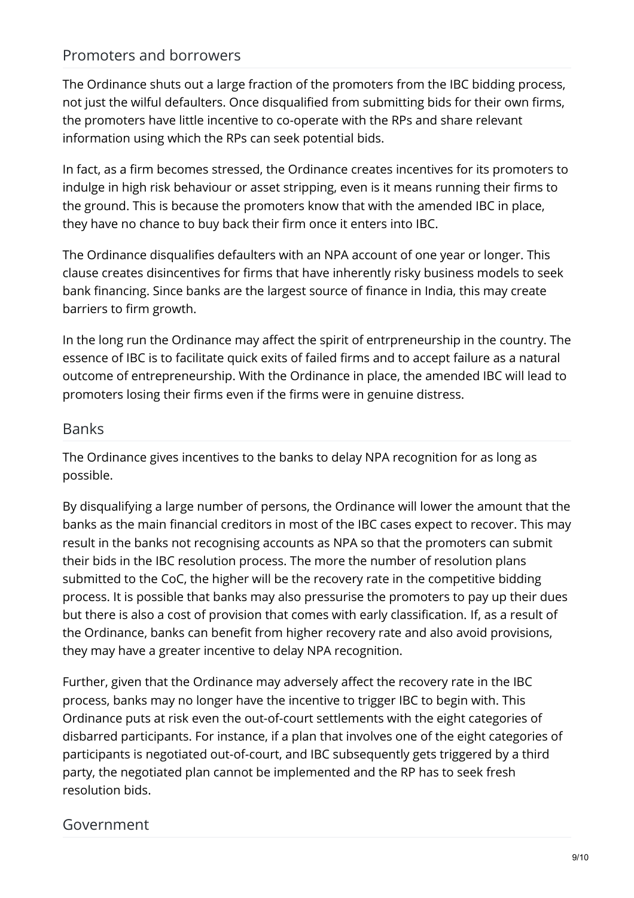## Promoters and borrowers

The Ordinance shuts out a large fraction of the promoters from the IBC bidding process, not just the wilful defaulters. Once disqualified from submitting bids for their own firms, the promoters have little incentive to co-operate with the RPs and share relevant information using which the RPs can seek potential bids.

In fact, as a firm becomes stressed, the Ordinance creates incentives for its promoters to indulge in high risk behaviour or asset stripping, even is it means running their firms to the ground. This is because the promoters know that with the amended IBC in place, they have no chance to buy back their firm once it enters into IBC.

The Ordinance disqualifies defaulters with an NPA account of one year or longer. This clause creates disincentives for firms that have inherently risky business models to seek bank financing. Since banks are the largest source of finance in India, this may create barriers to firm growth.

In the long run the Ordinance may affect the spirit of entrpreneurship in the country. The essence of IBC is to facilitate quick exits of failed firms and to accept failure as a natural outcome of entrepreneurship. With the Ordinance in place, the amended IBC will lead to promoters losing their firms even if the firms were in genuine distress.

## Banks

The Ordinance gives incentives to the banks to delay NPA recognition for as long as possible.

By disqualifying a large number of persons, the Ordinance will lower the amount that the banks as the main financial creditors in most of the IBC cases expect to recover. This may result in the banks not recognising accounts as NPA so that the promoters can submit their bids in the IBC resolution process. The more the number of resolution plans submitted to the CoC, the higher will be the recovery rate in the competitive bidding process. It is possible that banks may also pressurise the promoters to pay up their dues but there is also a cost of provision that comes with early classification. If, as a result of the Ordinance, banks can benefit from higher recovery rate and also avoid provisions, they may have a greater incentive to delay NPA recognition.

Further, given that the Ordinance may adversely affect the recovery rate in the IBC process, banks may no longer have the incentive to trigger IBC to begin with. This Ordinance puts at risk even the out-of-court settlements with the eight categories of disbarred participants. For instance, if a plan that involves one of the eight categories of participants is negotiated out-of-court, and IBC subsequently gets triggered by a third party, the negotiated plan cannot be implemented and the RP has to seek fresh resolution bids.

## Government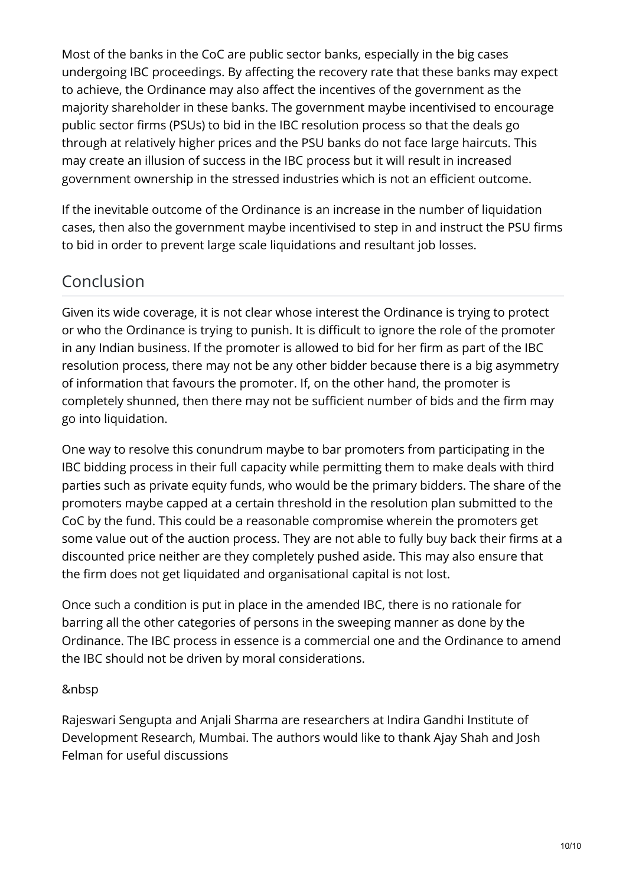Most of the banks in the CoC are public sector banks, especially in the big cases undergoing IBC proceedings. By affecting the recovery rate that these banks may expect to achieve, the Ordinance may also affect the incentives of the government as the majority shareholder in these banks. The government maybe incentivised to encourage public sector firms (PSUs) to bid in the IBC resolution process so that the deals go through at relatively higher prices and the PSU banks do not face large haircuts. This may create an illusion of success in the IBC process but it will result in increased government ownership in the stressed industries which is not an efficient outcome.

If the inevitable outcome of the Ordinance is an increase in the number of liquidation cases, then also the government maybe incentivised to step in and instruct the PSU firms to bid in order to prevent large scale liquidations and resultant job losses.

## Conclusion

Given its wide coverage, it is not clear whose interest the Ordinance is trying to protect or who the Ordinance is trying to punish. It is difficult to ignore the role of the promoter in any Indian business. If the promoter is allowed to bid for her firm as part of the IBC resolution process, there may not be any other bidder because there is a big asymmetry of information that favours the promoter. If, on the other hand, the promoter is completely shunned, then there may not be sufficient number of bids and the firm may go into liquidation.

One way to resolve this conundrum maybe to bar promoters from participating in the IBC bidding process in their full capacity while permitting them to make deals with third parties such as private equity funds, who would be the primary bidders. The share of the promoters maybe capped at a certain threshold in the resolution plan submitted to the CoC by the fund. This could be a reasonable compromise wherein the promoters get some value out of the auction process. They are not able to fully buy back their firms at a discounted price neither are they completely pushed aside. This may also ensure that the firm does not get liquidated and organisational capital is not lost.

Once such a condition is put in place in the amended IBC, there is no rationale for barring all the other categories of persons in the sweeping manner as done by the Ordinance. The IBC process in essence is a commercial one and the Ordinance to amend the IBC should not be driven by moral considerations.

&nbsp

Rajeswari Sengupta and Anjali Sharma are researchers at Indira Gandhi Institute of Development Research, Mumbai. The authors would like to thank Ajay Shah and Josh Felman for useful discussions